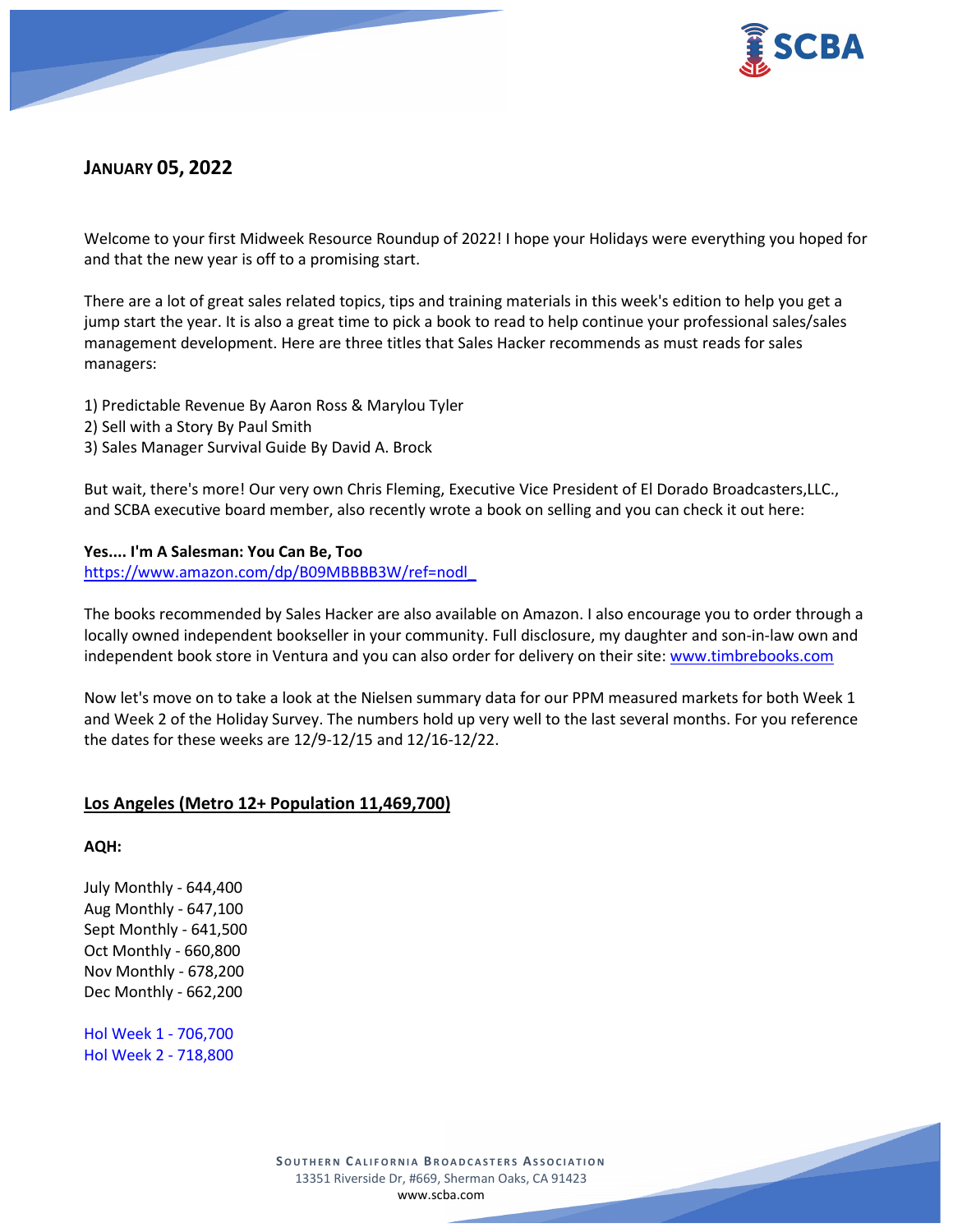## JANUARY 05, 2022

Welcome to your first Midweek Resource Roundup of 2022! I hope your Holidays were everything you hoped for and that the new year is off to a promising start.

There are a lot of great sales related topics, tips and training materials in this week's edition to help you get a jump start the year. It is also a great time to pick a book to read to help continue your professional sales/sales management development. Here are three titles that Sales Hacker recommends as must reads for sales managers:

1) Predictable Revenue By Aaron Ross & Marylou Tyler
2) Sell with a Story By Paul Smith
3) Sales Manager Survival Guide By David A. Brock

But wait, there's more! Our very own Chris Fleming, Executive Vice President of El Dorado Broadcasters,LLC., and SCBA executive board member, also recently wrote a book on selling and you can check it out here:

**Yes.... I'm A Salesman: You Can Be, Too**
https://www.amazon.com/dp/B09MBBBB3W/ref=nodl_

The books recommended by Sales Hacker are also available on Amazon. I also encourage you to order through a locally owned independent bookseller in your community. Full disclosure, my daughter and son-in-law own and independent book store in Ventura and you can also order for delivery on their site: www.timbrebooks.com

Now let's move on to take a look at the Nielsen summary data for our PPM measured markets for both Week 1 and Week 2 of the Holiday Survey. The numbers hold up very well to the last several months. For you reference the dates for these weeks are 12/9-12/15 and 12/16-12/22.

### Los Angeles (Metro 12+ Population 11,469,700)

**AQH:**

July Monthly - 644,400
Aug Monthly - 647,100
Sept Monthly - 641,500
Oct Monthly - 660,800
Nov Monthly - 678,200
Dec Monthly - 662,200

Hol Week 1 - 706,700
Hol Week 2 - 718,800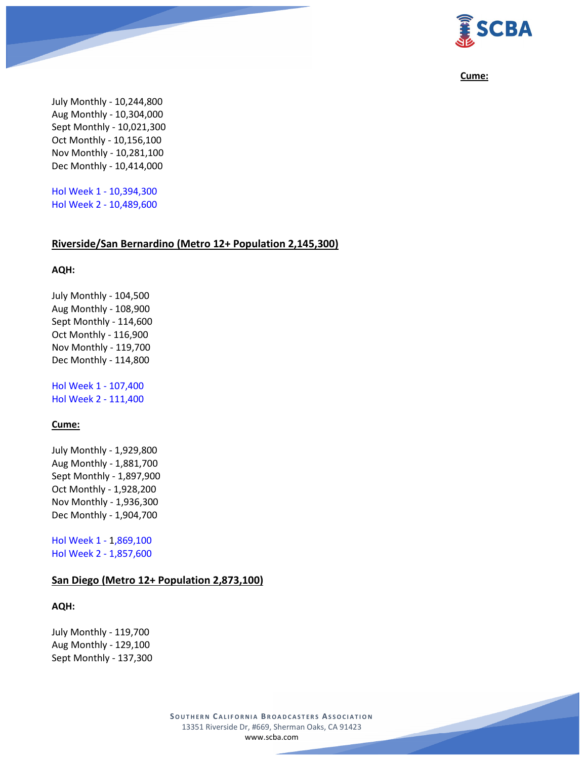**Cume:**

July Monthly - 10,244,800
Aug Monthly - 10,304,000
Sept Monthly - 10,021,300
Oct Monthly - 10,156,100
Nov Monthly - 10,281,100
Dec Monthly - 10,414,000

Hol Week 1 - 10,394,300
Hol Week 2 - 10,489,600

## Riverside/San Bernardino (Metro 12+ Population 2,145,300)

**AQH:**

July Monthly - 104,500
Aug Monthly - 108,900
Sept Monthly - 114,600
Oct Monthly - 116,900
Nov Monthly - 119,700
Dec Monthly - 114,800

Hol Week 1 - 107,400
Hol Week 2 - 111,400

**Cume:**

July Monthly - 1,929,800
Aug Monthly - 1,881,700
Sept Monthly - 1,897,900
Oct Monthly - 1,928,200
Nov Monthly - 1,936,300
Dec Monthly - 1,904,700

Hol Week 1 - 1,869,100
Hol Week 2 - 1,857,600

## San Diego (Metro 12+ Population 2,873,100)

**AQH:**

July Monthly - 119,700
Aug Monthly - 129,100
Sept Monthly - 137,300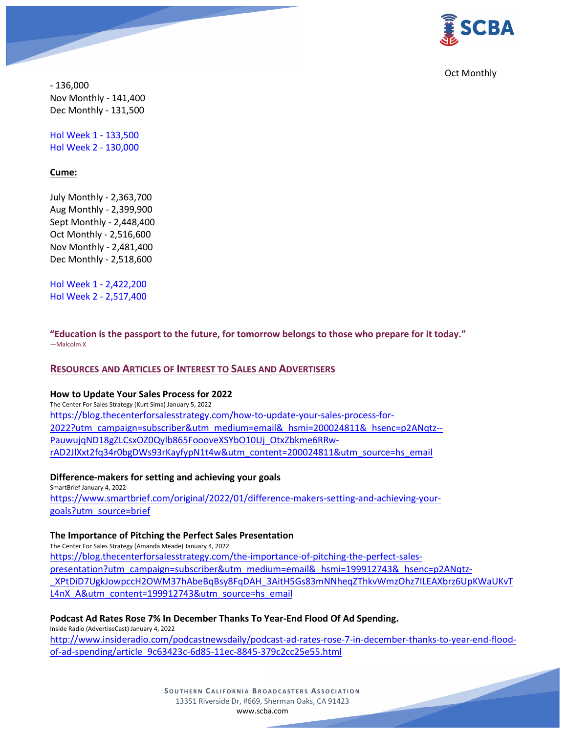Oct Monthly - 136,000
Nov Monthly - 141,400
Dec Monthly - 131,500

Hol Week 1 - 133,500
Hol Week 2 - 130,000

**Cume:**

July Monthly - 2,363,700
Aug Monthly - 2,399,900
Sept Monthly - 2,448,400
Oct Monthly - 2,516,600
Nov Monthly - 2,481,400
Dec Monthly - 2,518,600

Hol Week 1 - 2,422,200
Hol Week 2 - 2,517,400

**"Education is the passport to the future, for tomorrow belongs to those who prepare for it today."**
—Malcolm X

## RESOURCES AND ARTICLES OF INTEREST TO SALES AND ADVERTISERS

**How to Update Your Sales Process for 2022**
The Center For Sales Strategy (Kurt Sima) January 5, 2022
https://blog.thecenterforsalesstrategy.com/how-to-update-your-sales-process-for-2022?utm_campaign=subscriber&utm_medium=email&_hsmi=200024811&_hsenc=p2ANqtz--PauwujqND18gZLCsxOZ0Qylb865FoooveXSYbO10Uj_OtxZbkme6RRw-rAD2JlXxt2fq34r0bgDWs93rKayfypN1t4w&utm_content=200024811&utm_source=hs_email

**Difference-makers for setting and achieving your goals**
SmartBrief January 4, 2022
https://www.smartbrief.com/original/2022/01/difference-makers-setting-and-achieving-your-goals?utm_source=brief

**The Importance of Pitching the Perfect Sales Presentation**
The Center For Sales Strategy (Amanda Meade) January 4, 2022
https://blog.thecenterforsalesstrategy.com/the-importance-of-pitching-the-perfect-sales-presentation?utm_campaign=subscriber&utm_medium=email&_hsmi=199912743&_hsenc=p2ANqtz-_XPtDiD7UgkJowpccH2OWM37hAbeBqBsy8FqDAH_3AitH5Gs83mNNheqZThkvWmzOhz7ILEAXbrz6UpKWaUKvTL4nX_A&utm_content=199912743&utm_source=hs_email

**Podcast Ad Rates Rose 7% In December Thanks To Year-End Flood Of Ad Spending.**
Inside Radio (AdvertiseCast) January 4, 2022
http://www.insideradio.com/podcastnewsdaily/podcast-ad-rates-rose-7-in-december-thanks-to-year-end-flood-of-ad-spending/article_9c63423c-6d85-11ec-8845-379c2cc25e55.html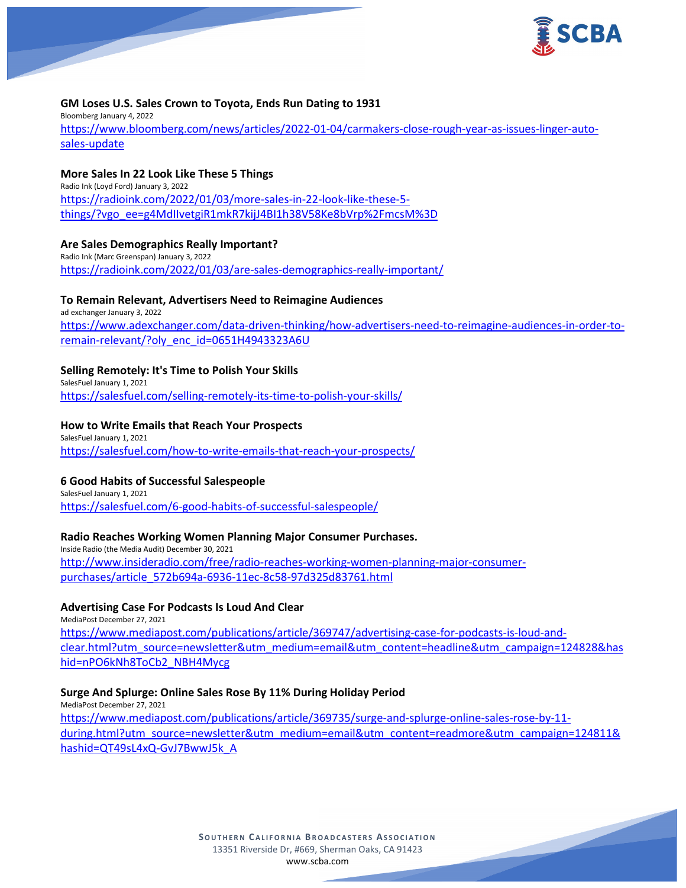**GM Loses U.S. Sales Crown to Toyota, Ends Run Dating to 1931**

Bloomberg January 4, 2022

https://www.bloomberg.com/news/articles/2022-01-04/carmakers-close-rough-year-as-issues-linger-auto-sales-update

**More Sales In 22 Look Like These 5 Things**

Radio Ink (Loyd Ford) January 3, 2022

https://radioink.com/2022/01/03/more-sales-in-22-look-like-these-5-things/?vgo_ee=g4MdIIvetgiR1mkR7kijJ4BI1h38V58Ke8bVrp%2FmcsM%3D

**Are Sales Demographics Really Important?**

Radio Ink (Marc Greenspan) January 3, 2022

https://radioink.com/2022/01/03/are-sales-demographics-really-important/

**To Remain Relevant, Advertisers Need to Reimagine Audiences**

ad exchanger January 3, 2022

https://www.adexchanger.com/data-driven-thinking/how-advertisers-need-to-reimagine-audiences-in-order-to-remain-relevant/?oly_enc_id=0651H4943323A6U

**Selling Remotely: It's Time to Polish Your Skills**

SalesFuel January 1, 2021

https://salesfuel.com/selling-remotely-its-time-to-polish-your-skills/

**How to Write Emails that Reach Your Prospects**

SalesFuel January 1, 2021

https://salesfuel.com/how-to-write-emails-that-reach-your-prospects/

**6 Good Habits of Successful Salespeople**

SalesFuel January 1, 2021

https://salesfuel.com/6-good-habits-of-successful-salespeople/

**Radio Reaches Working Women Planning Major Consumer Purchases.**

Inside Radio (the Media Audit) December 30, 2021

http://www.insideradio.com/free/radio-reaches-working-women-planning-major-consumer-purchases/article_572b694a-6936-11ec-8c58-97d325d83761.html

**Advertising Case For Podcasts Is Loud And Clear**

MediaPost December 27, 2021

https://www.mediapost.com/publications/article/369747/advertising-case-for-podcasts-is-loud-and-clear.html?utm_source=newsletter&utm_medium=email&utm_content=headline&utm_campaign=124828&hashid=nPO6kNh8ToCb2_NBH4Mycg

**Surge And Splurge: Online Sales Rose By 11% During Holiday Period**

MediaPost December 27, 2021

https://www.mediapost.com/publications/article/369735/surge-and-splurge-online-sales-rose-by-11-during.html?utm_source=newsletter&utm_medium=email&utm_content=readmore&utm_campaign=124811&hashid=QT49sL4xQ-GvJ7BwwJ5k_A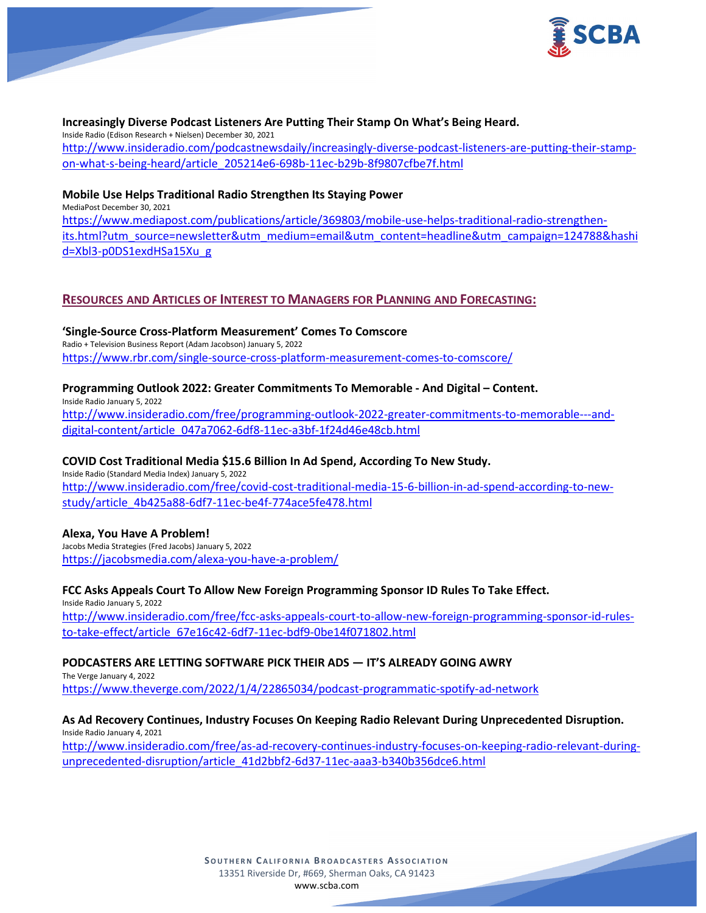**Increasingly Diverse Podcast Listeners Are Putting Their Stamp On What's Being Heard.**
Inside Radio (Edison Research + Nielsen) December 30, 2021
http://www.insideradio.com/podcastnewsdaily/increasingly-diverse-podcast-listeners-are-putting-their-stamp-on-what-s-being-heard/article_205214e6-698b-11ec-b29b-8f9807cfbe7f.html

**Mobile Use Helps Traditional Radio Strengthen Its Staying Power**
MediaPost December 30, 2021
https://www.mediapost.com/publications/article/369803/mobile-use-helps-traditional-radio-strengthen-its.html?utm_source=newsletter&utm_medium=email&utm_content=headline&utm_campaign=124788&hashid=Xbl3-p0DS1exdHSa15Xu_g

## RESOURCES AND ARTICLES OF INTEREST TO MANAGERS FOR PLANNING AND FORECASTING:

**'Single-Source Cross-Platform Measurement' Comes To Comscore**
Radio + Television Business Report (Adam Jacobson) January 5, 2022
https://www.rbr.com/single-source-cross-platform-measurement-comes-to-comscore/

**Programming Outlook 2022: Greater Commitments To Memorable - And Digital – Content.**
Inside Radio January 5, 2022
http://www.insideradio.com/free/programming-outlook-2022-greater-commitments-to-memorable---and-digital-content/article_047a7062-6df8-11ec-a3bf-1f24d46e48cb.html

**COVID Cost Traditional Media $15.6 Billion In Ad Spend, According To New Study.**
Inside Radio (Standard Media Index) January 5, 2022
http://www.insideradio.com/free/covid-cost-traditional-media-15-6-billion-in-ad-spend-according-to-new-study/article_4b425a88-6df7-11ec-be4f-774ace5fe478.html

**Alexa, You Have A Problem!**
Jacobs Media Strategies (Fred Jacobs) January 5, 2022
https://jacobsmedia.com/alexa-you-have-a-problem/

**FCC Asks Appeals Court To Allow New Foreign Programming Sponsor ID Rules To Take Effect.**
Inside Radio January 5, 2022
http://www.insideradio.com/free/fcc-asks-appeals-court-to-allow-new-foreign-programming-sponsor-id-rules-to-take-effect/article_67e16c42-6df7-11ec-bdf9-0be14f071802.html

**PODCASTERS ARE LETTING SOFTWARE PICK THEIR ADS — IT'S ALREADY GOING AWRY**
The Verge January 4, 2022
https://www.theverge.com/2022/1/4/22865034/podcast-programmatic-spotify-ad-network

**As Ad Recovery Continues, Industry Focuses On Keeping Radio Relevant During Unprecedented Disruption.**
Inside Radio January 4, 2021
http://www.insideradio.com/free/as-ad-recovery-continues-industry-focuses-on-keeping-radio-relevant-during-unprecedented-disruption/article_41d2bbf2-6d37-11ec-aaa3-b340b356dce6.html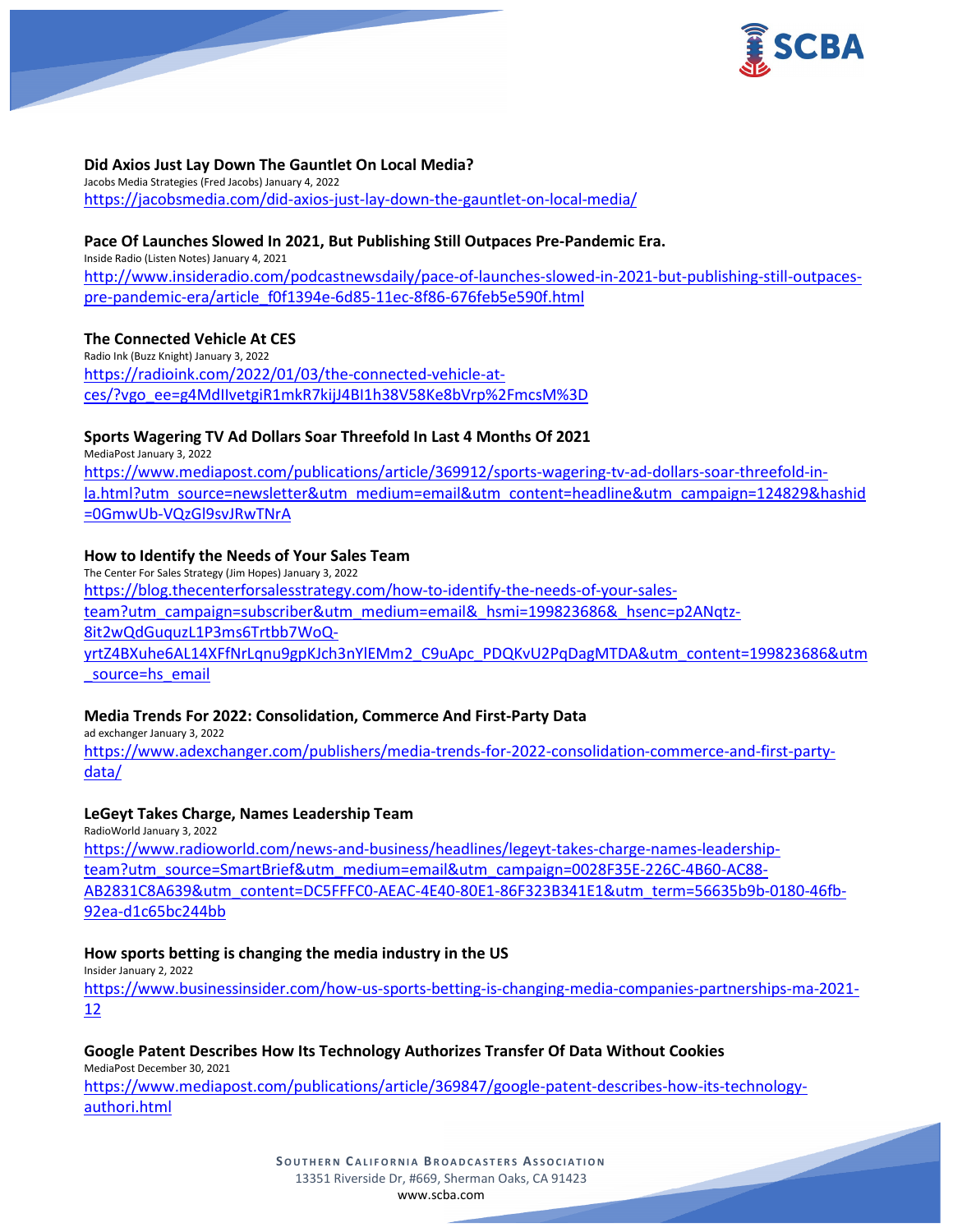**Did Axios Just Lay Down The Gauntlet On Local Media?**
Jacobs Media Strategies (Fred Jacobs) January 4, 2022
https://jacobsmedia.com/did-axios-just-lay-down-the-gauntlet-on-local-media/

**Pace Of Launches Slowed In 2021, But Publishing Still Outpaces Pre-Pandemic Era.**
Inside Radio (Listen Notes) January 4, 2021
http://www.insideradio.com/podcastnewsdaily/pace-of-launches-slowed-in-2021-but-publishing-still-outpaces-pre-pandemic-era/article_f0f1394e-6d85-11ec-8f86-676feb5e590f.html

**The Connected Vehicle At CES**
Radio Ink (Buzz Knight) January 3, 2022
https://radioink.com/2022/01/03/the-connected-vehicle-at-ces/?vgo_ee=g4MdIlvetgiR1mkR7kijJ4BI1h38V58Ke8bVrp%2FmcsM%3D

**Sports Wagering TV Ad Dollars Soar Threefold In Last 4 Months Of 2021**
MediaPost January 3, 2022
https://www.mediapost.com/publications/article/369912/sports-wagering-tv-ad-dollars-soar-threefold-in-la.html?utm_source=newsletter&utm_medium=email&utm_content=headline&utm_campaign=124829&hashid=0GmwUb-VQzGl9svJRwTNrA

**How to Identify the Needs of Your Sales Team**
The Center For Sales Strategy (Jim Hopes) January 3, 2022
https://blog.thecenterforsalesstrategy.com/how-to-identify-the-needs-of-your-sales-team?utm_campaign=subscriber&utm_medium=email&_hsmi=199823686&_hsenc=p2ANqtz-8it2wQdGuquzL1P3ms6Trtbb7WoQ-yrtZ4BXuhe6AL14XFfNrLqnu9gpKJch3nYlEMm2_C9uApc_PDQKvU2PqDagMTDA&utm_content=199823686&utm_source=hs_email

**Media Trends For 2022: Consolidation, Commerce And First-Party Data**
ad exchanger January 3, 2022
https://www.adexchanger.com/publishers/media-trends-for-2022-consolidation-commerce-and-first-party-data/

**LeGeyt Takes Charge, Names Leadership Team**
RadioWorld January 3, 2022
https://www.radioworld.com/news-and-business/headlines/legeyt-takes-charge-names-leadership-team?utm_source=SmartBrief&utm_medium=email&utm_campaign=0028F35E-226C-4B60-AC88-AB2831C8A639&utm_content=DC5FFFC0-AEAC-4E40-80E1-86F323B341E1&utm_term=56635b9b-0180-46fb-92ea-d1c65bc244bb

**How sports betting is changing the media industry in the US**
Insider January 2, 2022
https://www.businessinsider.com/how-us-sports-betting-is-changing-media-companies-partnerships-ma-2021-12

**Google Patent Describes How Its Technology Authorizes Transfer Of Data Without Cookies**
MediaPost December 30, 2021
https://www.mediapost.com/publications/article/369847/google-patent-describes-how-its-technology-authori.html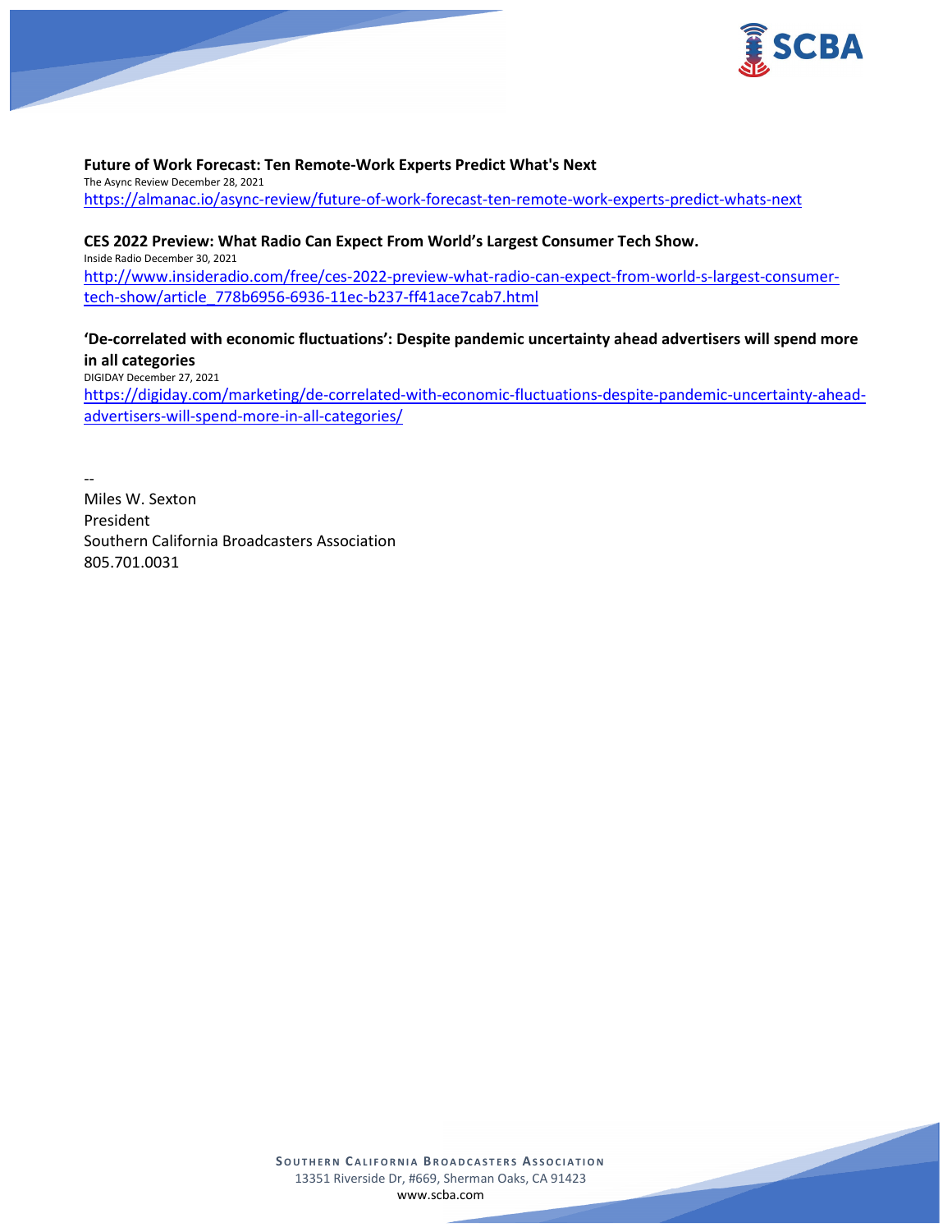**Future of Work Forecast: Ten Remote-Work Experts Predict What's Next**

The Async Review December 28, 2021

https://almanac.io/async-review/future-of-work-forecast-ten-remote-work-experts-predict-whats-next

**CES 2022 Preview: What Radio Can Expect From World's Largest Consumer Tech Show.**

Inside Radio December 30, 2021

http://www.insideradio.com/free/ces-2022-preview-what-radio-can-expect-from-world-s-largest-consumer-tech-show/article_778b6956-6936-11ec-b237-ff41ace7cab7.html

**'De-correlated with economic fluctuations': Despite pandemic uncertainty ahead advertisers will spend more in all categories**

DIGIDAY December 27, 2021

https://digiday.com/marketing/de-correlated-with-economic-fluctuations-despite-pandemic-uncertainty-ahead-advertisers-will-spend-more-in-all-categories/

--

Miles W. Sexton

President

Southern California Broadcasters Association

805.701.0031